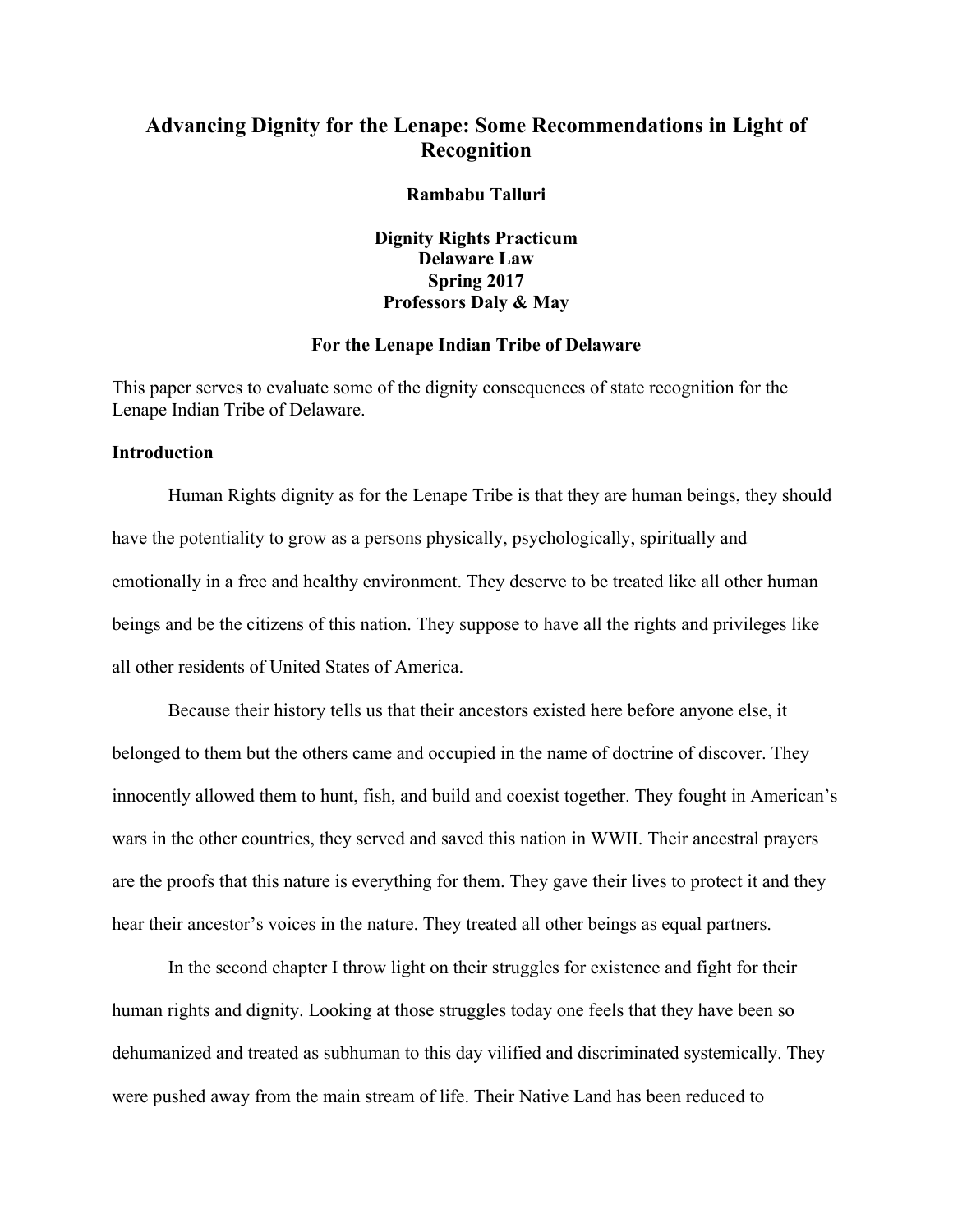# Advancing Dignity for the Lenape: Some Recommendations in Light of Recognition

**Rambabu Talluri**

**Dignity Rights Practicum**
**Delaware Law**
**Spring 2017**
**Professors Daly & May**

**For the Lenape Indian Tribe of Delaware**

This paper serves to evaluate some of the dignity consequences of state recognition for the Lenape Indian Tribe of Delaware.

## Introduction

Human Rights dignity as for the Lenape Tribe is that they are human beings, they should have the potentiality to grow as a persons physically, psychologically, spiritually and emotionally in a free and healthy environment. They deserve to be treated like all other human beings and be the citizens of this nation. They suppose to have all the rights and privileges like all other residents of United States of America.

Because their history tells us that their ancestors existed here before anyone else, it belonged to them but the others came and occupied in the name of doctrine of discover. They innocently allowed them to hunt, fish, and build and coexist together. They fought in American's wars in the other countries, they served and saved this nation in WWII. Their ancestral prayers are the proofs that this nature is everything for them. They gave their lives to protect it and they hear their ancestor's voices in the nature. They treated all other beings as equal partners.

In the second chapter I throw light on their struggles for existence and fight for their human rights and dignity. Looking at those struggles today one feels that they have been so dehumanized and treated as subhuman to this day vilified and discriminated systemically. They were pushed away from the main stream of life. Their Native Land has been reduced to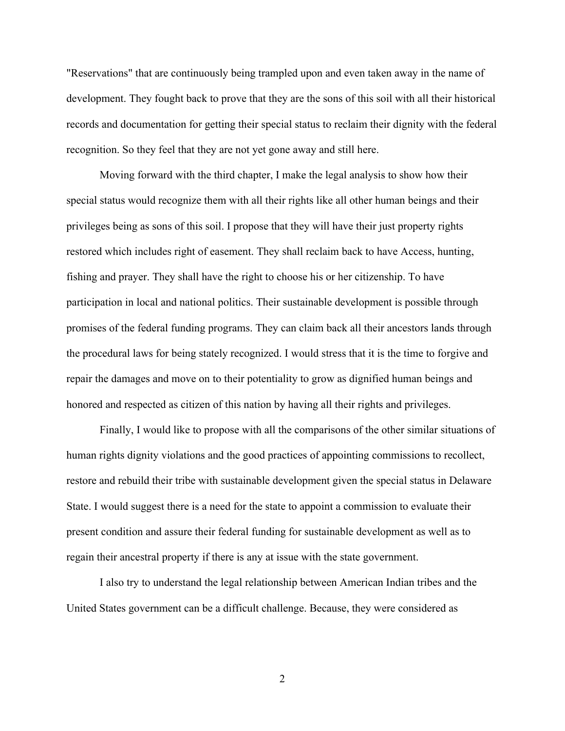"Reservations" that are continuously being trampled upon and even taken away in the name of development. They fought back to prove that they are the sons of this soil with all their historical records and documentation for getting their special status to reclaim their dignity with the federal recognition. So they feel that they are not yet gone away and still here.

Moving forward with the third chapter, I make the legal analysis to show how their special status would recognize them with all their rights like all other human beings and their privileges being as sons of this soil. I propose that they will have their just property rights restored which includes right of easement. They shall reclaim back to have Access, hunting, fishing and prayer. They shall have the right to choose his or her citizenship. To have participation in local and national politics. Their sustainable development is possible through promises of the federal funding programs. They can claim back all their ancestors lands through the procedural laws for being stately recognized. I would stress that it is the time to forgive and repair the damages and move on to their potentiality to grow as dignified human beings and honored and respected as citizen of this nation by having all their rights and privileges.

Finally, I would like to propose with all the comparisons of the other similar situations of human rights dignity violations and the good practices of appointing commissions to recollect, restore and rebuild their tribe with sustainable development given the special status in Delaware State. I would suggest there is a need for the state to appoint a commission to evaluate their present condition and assure their federal funding for sustainable development as well as to regain their ancestral property if there is any at issue with the state government.

I also try to understand the legal relationship between American Indian tribes and the United States government can be a difficult challenge. Because, they were considered as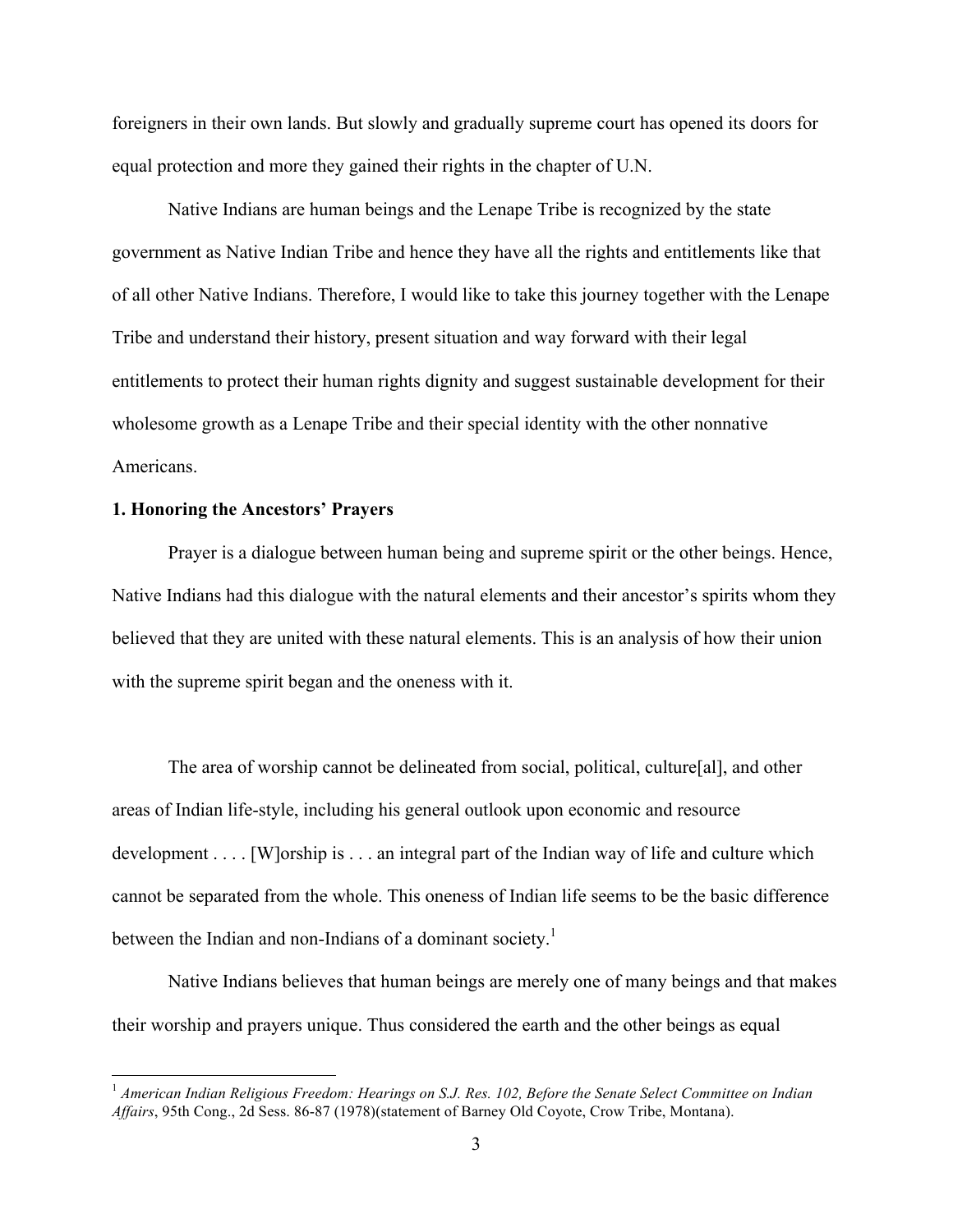foreigners in their own lands. But slowly and gradually supreme court has opened its doors for equal protection and more they gained their rights in the chapter of U.N.

Native Indians are human beings and the Lenape Tribe is recognized by the state government as Native Indian Tribe and hence they have all the rights and entitlements like that of all other Native Indians. Therefore, I would like to take this journey together with the Lenape Tribe and understand their history, present situation and way forward with their legal entitlements to protect their human rights dignity and suggest sustainable development for their wholesome growth as a Lenape Tribe and their special identity with the other nonnative Americans.

**1. Honoring the Ancestors' Prayers**

Prayer is a dialogue between human being and supreme spirit or the other beings. Hence, Native Indians had this dialogue with the natural elements and their ancestor's spirits whom they believed that they are united with these natural elements. This is an analysis of how their union with the supreme spirit began and the oneness with it.

> The area of worship cannot be delineated from social, political, culture[al], and other areas of Indian life-style, including his general outlook upon economic and resource development . . . . [W]orship is . . . an integral part of the Indian way of life and culture which cannot be separated from the whole. This oneness of Indian life seems to be the basic difference between the Indian and non-Indians of a dominant society.[1]

Native Indians believes that human beings are merely one of many beings and that makes their worship and prayers unique. Thus considered the earth and the other beings as equal

---

[1] *American Indian Religious Freedom: Hearings on S.J. Res. 102, Before the Senate Select Committee on Indian Affairs*, 95th Cong., 2d Sess. 86-87 (1978)(statement of Barney Old Coyote, Crow Tribe, Montana).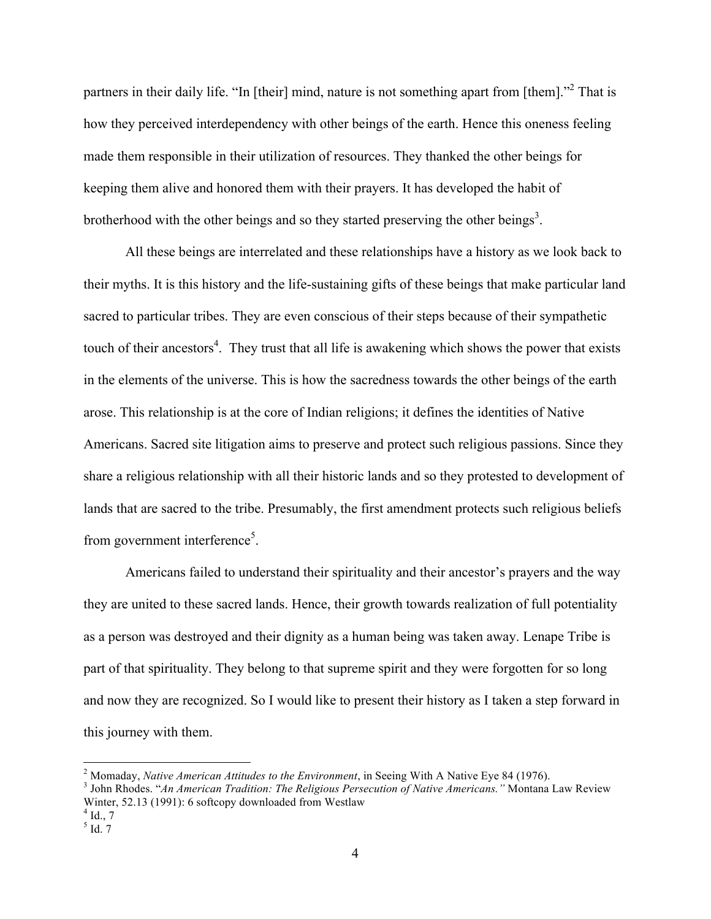partners in their daily life. "In [their] mind, nature is not something apart from [them]."[2] That is how they perceived interdependency with other beings of the earth. Hence this oneness feeling made them responsible in their utilization of resources. They thanked the other beings for keeping them alive and honored them with their prayers. It has developed the habit of brotherhood with the other beings and so they started preserving the other beings[3].

All these beings are interrelated and these relationships have a history as we look back to their myths. It is this history and the life-sustaining gifts of these beings that make particular land sacred to particular tribes. They are even conscious of their steps because of their sympathetic touch of their ancestors[4]. They trust that all life is awakening which shows the power that exists in the elements of the universe. This is how the sacredness towards the other beings of the earth arose. This relationship is at the core of Indian religions; it defines the identities of Native Americans. Sacred site litigation aims to preserve and protect such religious passions. Since they share a religious relationship with all their historic lands and so they protested to development of lands that are sacred to the tribe. Presumably, the first amendment protects such religious beliefs from government interference[5].

Americans failed to understand their spirituality and their ancestor's prayers and the way they are united to these sacred lands. Hence, their growth towards realization of full potentiality as a person was destroyed and their dignity as a human being was taken away. Lenape Tribe is part of that spirituality. They belong to that supreme spirit and they were forgotten for so long and now they are recognized. So I would like to present their history as I taken a step forward in this journey with them.

---

[2] Momaday, *Native American Attitudes to the Environment*, in Seeing With A Native Eye 84 (1976).

[3] John Rhodes. "*An American Tradition: The Religious Persecution of Native Americans.*" Montana Law Review Winter, 52.13 (1991): 6 softcopy downloaded from Westlaw

[4] Id., 7

[5] Id. 7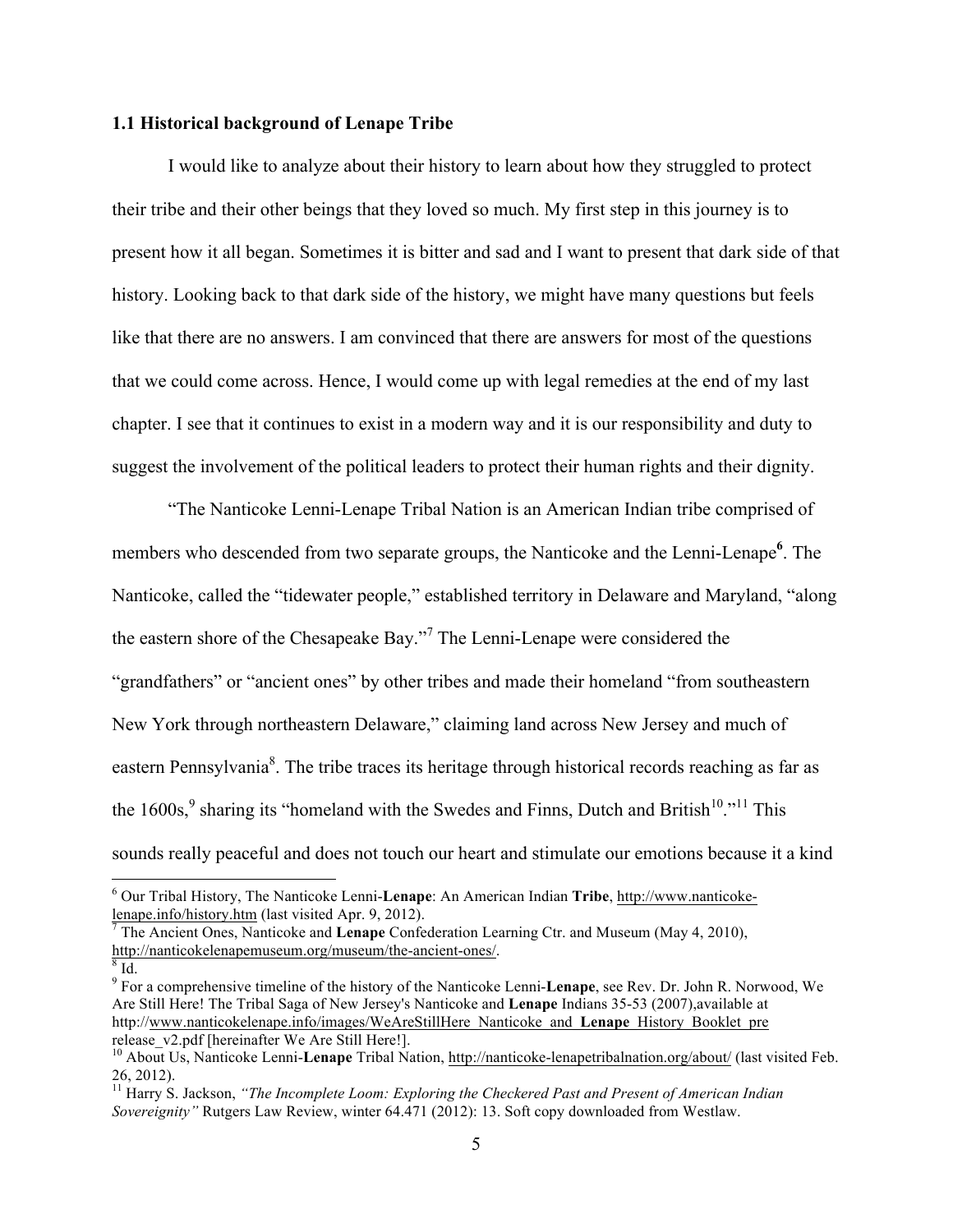### 1.1 Historical background of Lenape Tribe

I would like to analyze about their history to learn about how they struggled to protect their tribe and their other beings that they loved so much. My first step in this journey is to present how it all began. Sometimes it is bitter and sad and I want to present that dark side of that history. Looking back to that dark side of the history, we might have many questions but feels like that there are no answers. I am convinced that there are answers for most of the questions that we could come across. Hence, I would come up with legal remedies at the end of my last chapter. I see that it continues to exist in a modern way and it is our responsibility and duty to suggest the involvement of the political leaders to protect their human rights and their dignity.

"The Nanticoke Lenni-Lenape Tribal Nation is an American Indian tribe comprised of members who descended from two separate groups, the Nanticoke and the Lenni-Lenape[6]. The Nanticoke, called the "tidewater people," established territory in Delaware and Maryland, "along the eastern shore of the Chesapeake Bay."[7] The Lenni-Lenape were considered the "grandfathers" or "ancient ones" by other tribes and made their homeland "from southeastern New York through northeastern Delaware," claiming land across New Jersey and much of eastern Pennsylvania[8]. The tribe traces its heritage through historical records reaching as far as the 1600s,[9] sharing its "homeland with the Swedes and Finns, Dutch and British[10]."[11] This sounds really peaceful and does not touch our heart and stimulate our emotions because it a kind

---

[6] Our Tribal History, The Nanticoke Lenni-**Lenape**: An American Indian **Tribe**, http://www.nanticoke-lenape.info/history.htm (last visited Apr. 9, 2012).

[7] The Ancient Ones, Nanticoke and **Lenape** Confederation Learning Ctr. and Museum (May 4, 2010), http://nanticokelenapemuseum.org/museum/the-ancient-ones/.

[8] Id.

[9] For a comprehensive timeline of the history of the Nanticoke Lenni-**Lenape**, see Rev. Dr. John R. Norwood, We Are Still Here! The Tribal Saga of New Jersey's Nanticoke and **Lenape** Indians 35-53 (2007),available at http://www.nanticokelenape.info/images/WeAreStillHere Nanticoke and **Lenape** History Booklet pre release_v2.pdf [hereinafter We Are Still Here!].

[10] About Us, Nanticoke Lenni-**Lenape** Tribal Nation, http://nanticoke-lenapetribalnation.org/about/ (last visited Feb. 26, 2012).

[11] Harry S. Jackson, *"The Incomplete Loom: Exploring the Checkered Past and Present of American Indian Sovereignty"* Rutgers Law Review, winter 64.471 (2012): 13. Soft copy downloaded from Westlaw.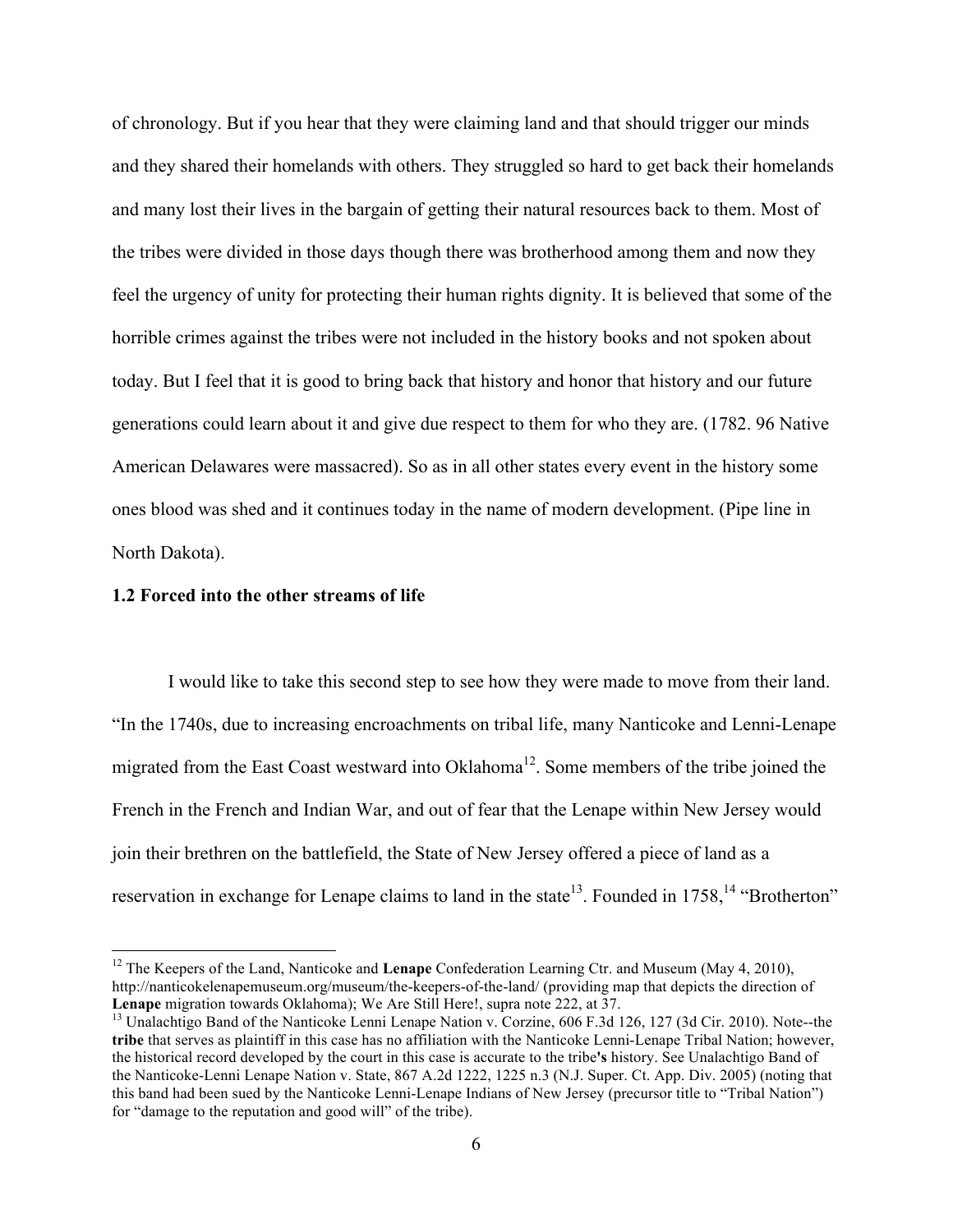of chronology. But if you hear that they were claiming land and that should trigger our minds and they shared their homelands with others. They struggled so hard to get back their homelands and many lost their lives in the bargain of getting their natural resources back to them. Most of the tribes were divided in those days though there was brotherhood among them and now they feel the urgency of unity for protecting their human rights dignity. It is believed that some of the horrible crimes against the tribes were not included in the history books and not spoken about today. But I feel that it is good to bring back that history and honor that history and our future generations could learn about it and give due respect to them for who they are. (1782. 96 Native American Delawares were massacred). So as in all other states every event in the history some ones blood was shed and it continues today in the name of modern development. (Pipe line in North Dakota).

### 1.2 Forced into the other streams of life

I would like to take this second step to see how they were made to move from their land. "In the 1740s, due to increasing encroachments on tribal life, many Nanticoke and Lenni-Lenape migrated from the East Coast westward into Oklahoma[12]. Some members of the tribe joined the French in the French and Indian War, and out of fear that the Lenape within New Jersey would join their brethren on the battlefield, the State of New Jersey offered a piece of land as a reservation in exchange for Lenape claims to land in the state[13]. Founded in 1758,[14] "Brotherton"

---

[12] The Keepers of the Land, Nanticoke and **Lenape** Confederation Learning Ctr. and Museum (May 4, 2010), http://nanticokelenapemuseum.org/museum/the-keepers-of-the-land/ (providing map that depicts the direction of **Lenape** migration towards Oklahoma); We Are Still Here!, supra note 222, at 37.

[13] Unalachtigo Band of the Nanticoke Lenni Lenape Nation v. Corzine, 606 F.3d 126, 127 (3d Cir. 2010). Note--the **tribe** that serves as plaintiff in this case has no affiliation with the Nanticoke Lenni-Lenape Tribal Nation; however, the historical record developed by the court in this case is accurate to the tribe**'s** history. See Unalachtigo Band of the Nanticoke-Lenni Lenape Nation v. State, 867 A.2d 1222, 1225 n.3 (N.J. Super. Ct. App. Div. 2005) (noting that this band had been sued by the Nanticoke Lenni-Lenape Indians of New Jersey (precursor title to "Tribal Nation") for "damage to the reputation and good will" of the tribe).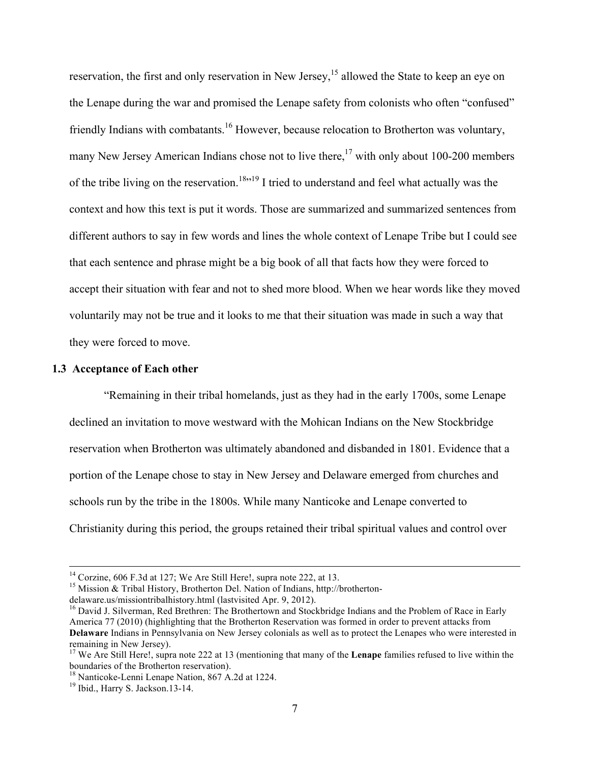reservation, the first and only reservation in New Jersey,[15] allowed the State to keep an eye on the Lenape during the war and promised the Lenape safety from colonists who often "confused" friendly Indians with combatants.[16] However, because relocation to Brotherton was voluntary, many New Jersey American Indians chose not to live there,[17] with only about 100-200 members of the tribe living on the reservation.[18],[19] I tried to understand and feel what actually was the context and how this text is put it words. Those are summarized and summarized sentences from different authors to say in few words and lines the whole context of Lenape Tribe but I could see that each sentence and phrase might be a big book of all that facts how they were forced to accept their situation with fear and not to shed more blood. When we hear words like they moved voluntarily may not be true and it looks to me that their situation was made in such a way that they were forced to move.

### 1.3 Acceptance of Each other

"Remaining in their tribal homelands, just as they had in the early 1700s, some Lenape declined an invitation to move westward with the Mohican Indians on the New Stockbridge reservation when Brotherton was ultimately abandoned and disbanded in 1801. Evidence that a portion of the Lenape chose to stay in New Jersey and Delaware emerged from churches and schools run by the tribe in the 1800s. While many Nanticoke and Lenape converted to Christianity during this period, the groups retained their tribal spiritual values and control over

---

[14] Corzine, 606 F.3d at 127; We Are Still Here!, supra note 222, at 13.

[15] Mission & Tribal History, Brotherton Del. Nation of Indians, http://brotherton-delaware.us/missiontribalhistory.html (lastvisited Apr. 9, 2012).

[16] David J. Silverman, Red Brethren: The Brothertown and Stockbridge Indians and the Problem of Race in Early America 77 (2010) (highlighting that the Brotherton Reservation was formed in order to prevent attacks from **Delaware** Indians in Pennsylvania on New Jersey colonials as well as to protect the Lenapes who were interested in remaining in New Jersey).

[17] We Are Still Here!, supra note 222 at 13 (mentioning that many of the **Lenape** families refused to live within the boundaries of the Brotherton reservation).

[18] Nanticoke-Lenni Lenape Nation, 867 A.2d at 1224.

[19] Ibid., Harry S. Jackson.13-14.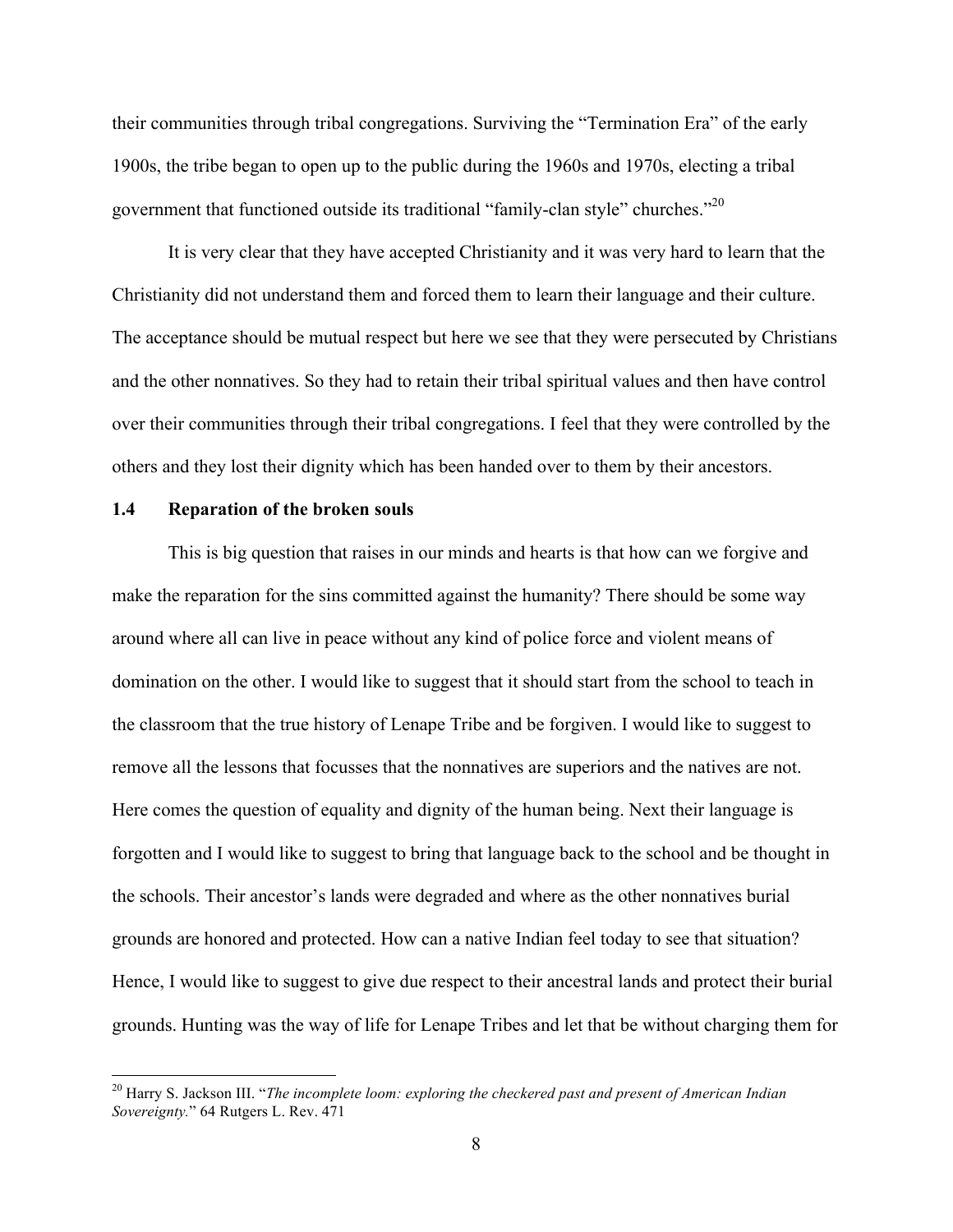their communities through tribal congregations. Surviving the "Termination Era" of the early 1900s, the tribe began to open up to the public during the 1960s and 1970s, electing a tribal government that functioned outside its traditional "family-clan style" churches."[20]

It is very clear that they have accepted Christianity and it was very hard to learn that the Christianity did not understand them and forced them to learn their language and their culture. The acceptance should be mutual respect but here we see that they were persecuted by Christians and the other nonnatives. So they had to retain their tribal spiritual values and then have control over their communities through their tribal congregations. I feel that they were controlled by the others and they lost their dignity which has been handed over to them by their ancestors.

### 1.4 Reparation of the broken souls

This is big question that raises in our minds and hearts is that how can we forgive and make the reparation for the sins committed against the humanity? There should be some way around where all can live in peace without any kind of police force and violent means of domination on the other. I would like to suggest that it should start from the school to teach in the classroom that the true history of Lenape Tribe and be forgiven. I would like to suggest to remove all the lessons that focusses that the nonnatives are superiors and the natives are not. Here comes the question of equality and dignity of the human being. Next their language is forgotten and I would like to suggest to bring that language back to the school and be thought in the schools. Their ancestor's lands were degraded and where as the other nonnatives burial grounds are honored and protected. How can a native Indian feel today to see that situation? Hence, I would like to suggest to give due respect to their ancestral lands and protect their burial grounds. Hunting was the way of life for Lenape Tribes and let that be without charging them for

[20] Harry S. Jackson III. "*The incomplete loom: exploring the checkered past and present of American Indian Sovereignty.*" 64 Rutgers L. Rev. 471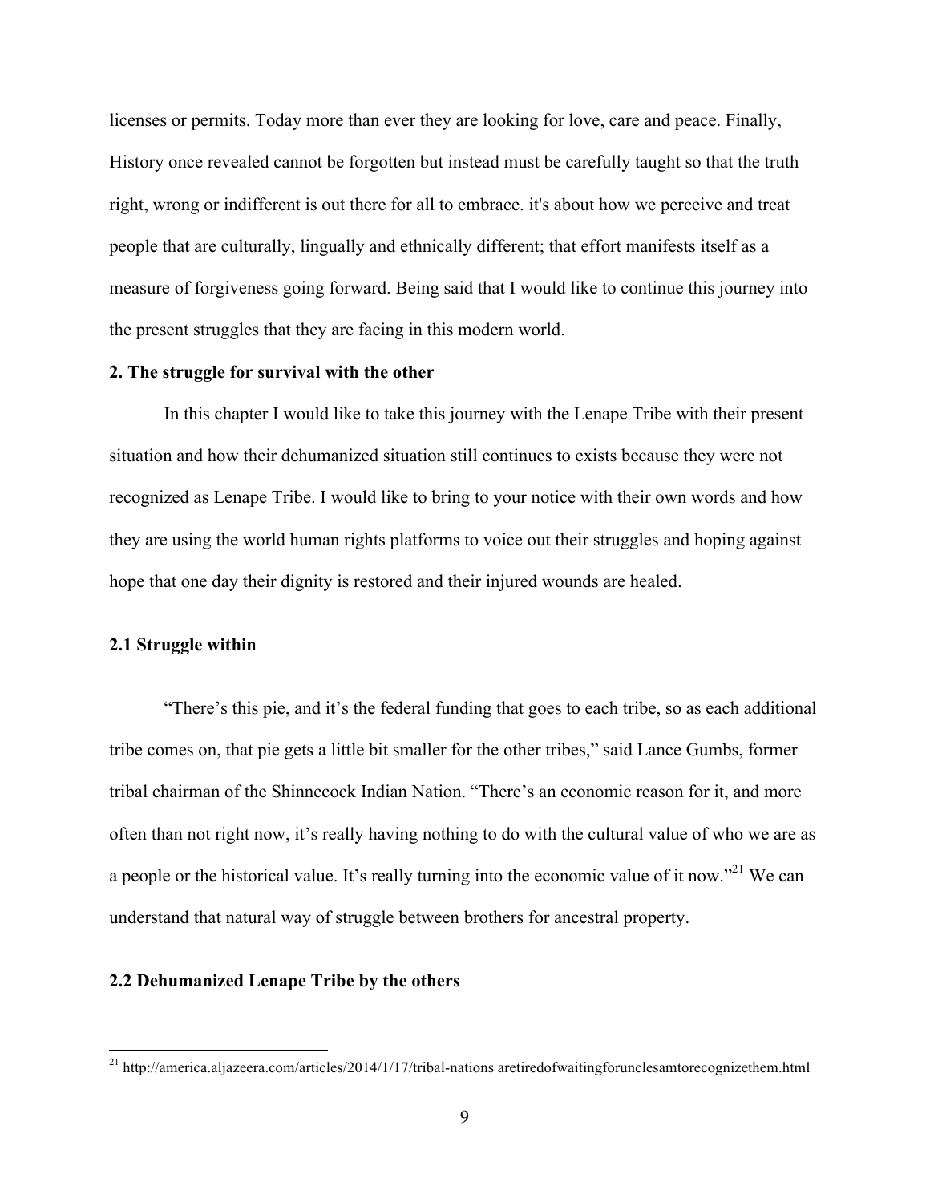licenses or permits. Today more than ever they are looking for love, care and peace. Finally, History once revealed cannot be forgotten but instead must be carefully taught so that the truth right, wrong or indifferent is out there for all to embrace. it's about how we perceive and treat people that are culturally, lingually and ethnically different; that effort manifests itself as a measure of forgiveness going forward. Being said that I would like to continue this journey into the present struggles that they are facing in this modern world.

## 2. The struggle for survival with the other

In this chapter I would like to take this journey with the Lenape Tribe with their present situation and how their dehumanized situation still continues to exists because they were not recognized as Lenape Tribe. I would like to bring to your notice with their own words and how they are using the world human rights platforms to voice out their struggles and hoping against hope that one day their dignity is restored and their injured wounds are healed.

### 2.1 Struggle within

"There's this pie, and it's the federal funding that goes to each tribe, so as each additional tribe comes on, that pie gets a little bit smaller for the other tribes," said Lance Gumbs, former tribal chairman of the Shinnecock Indian Nation. "There's an economic reason for it, and more often than not right now, it's really having nothing to do with the cultural value of who we are as a people or the historical value. It's really turning into the economic value of it now."[21] We can understand that natural way of struggle between brothers for ancestral property.

### 2.2 Dehumanized Lenape Tribe by the others

[21] http://america.aljazeera.com/articles/2014/1/17/tribal-nations aretiredofwaitingforunclesamtorecognizethem.html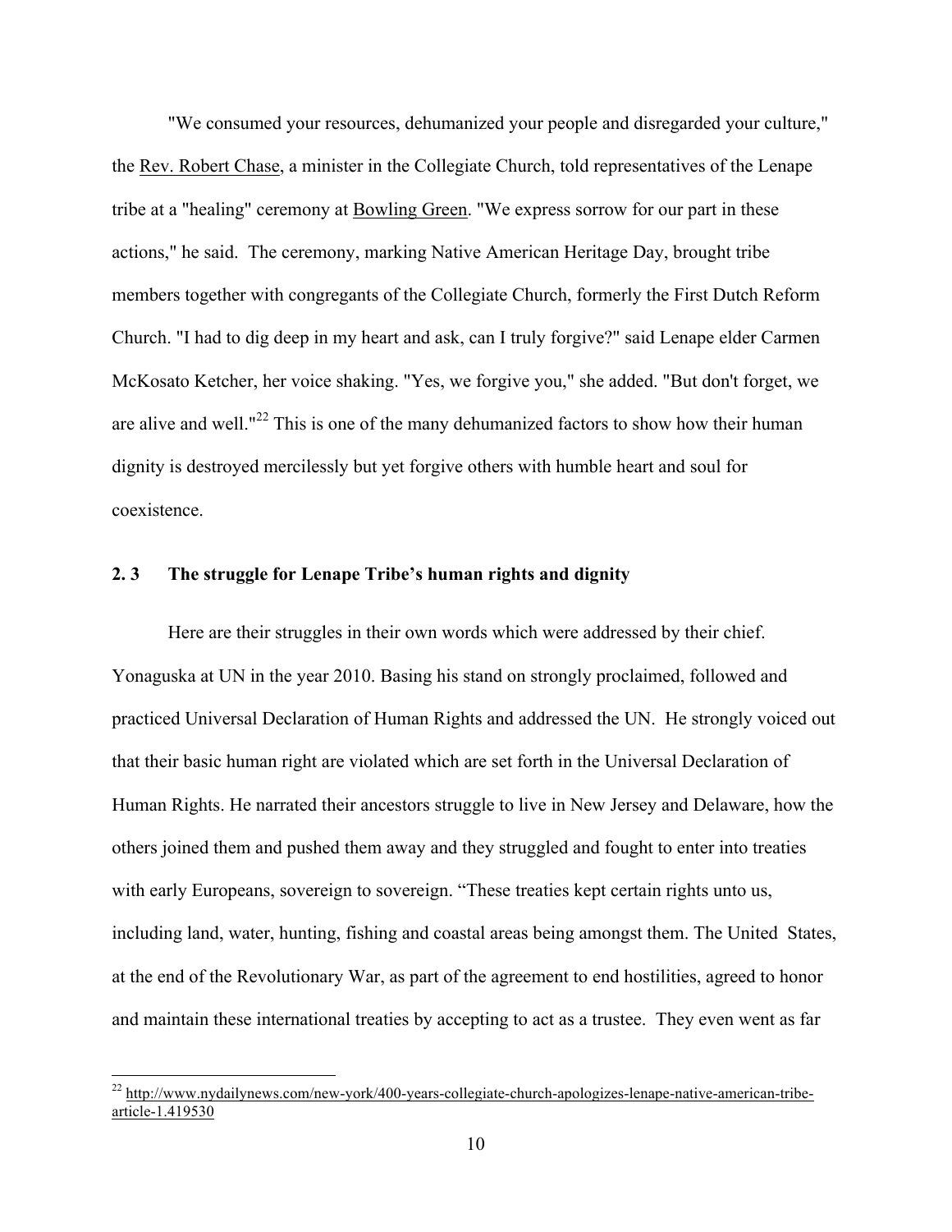"We consumed your resources, dehumanized your people and disregarded your culture," the Rev. Robert Chase, a minister in the Collegiate Church, told representatives of the Lenape tribe at a "healing" ceremony at Bowling Green. "We express sorrow for our part in these actions," he said. The ceremony, marking Native American Heritage Day, brought tribe members together with congregants of the Collegiate Church, formerly the First Dutch Reform Church. "I had to dig deep in my heart and ask, can I truly forgive?" said Lenape elder Carmen McKosato Ketcher, her voice shaking. "Yes, we forgive you," she added. "But don't forget, we are alive and well."[22] This is one of the many dehumanized factors to show how their human dignity is destroyed mercilessly but yet forgive others with humble heart and soul for coexistence.

## 2. 3 The struggle for Lenape Tribe's human rights and dignity

Here are their struggles in their own words which were addressed by their chief. Yonaguska at UN in the year 2010. Basing his stand on strongly proclaimed, followed and practiced Universal Declaration of Human Rights and addressed the UN. He strongly voiced out that their basic human right are violated which are set forth in the Universal Declaration of Human Rights. He narrated their ancestors struggle to live in New Jersey and Delaware, how the others joined them and pushed them away and they struggled and fought to enter into treaties with early Europeans, sovereign to sovereign. "These treaties kept certain rights unto us, including land, water, hunting, fishing and coastal areas being amongst them. The United States, at the end of the Revolutionary War, as part of the agreement to end hostilities, agreed to honor and maintain these international treaties by accepting to act as a trustee. They even went as far

---

[22] http://www.nydailynews.com/new-york/400-years-collegiate-church-apologizes-lenape-native-american-tribe-article-1.419530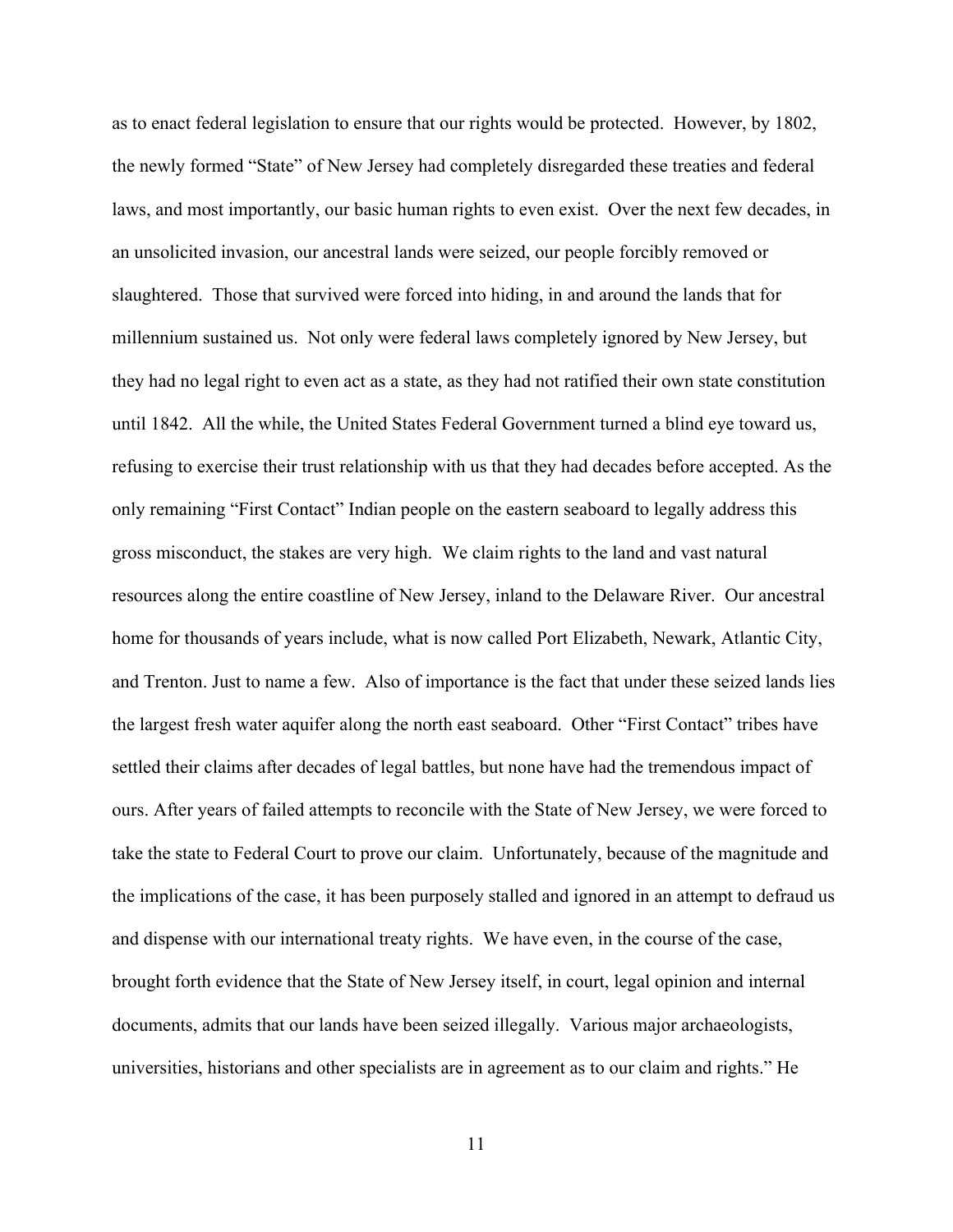as to enact federal legislation to ensure that our rights would be protected. However, by 1802, the newly formed "State" of New Jersey had completely disregarded these treaties and federal laws, and most importantly, our basic human rights to even exist. Over the next few decades, in an unsolicited invasion, our ancestral lands were seized, our people forcibly removed or slaughtered. Those that survived were forced into hiding, in and around the lands that for millennium sustained us. Not only were federal laws completely ignored by New Jersey, but they had no legal right to even act as a state, as they had not ratified their own state constitution until 1842. All the while, the United States Federal Government turned a blind eye toward us, refusing to exercise their trust relationship with us that they had decades before accepted. As the only remaining "First Contact" Indian people on the eastern seaboard to legally address this gross misconduct, the stakes are very high. We claim rights to the land and vast natural resources along the entire coastline of New Jersey, inland to the Delaware River. Our ancestral home for thousands of years include, what is now called Port Elizabeth, Newark, Atlantic City, and Trenton. Just to name a few. Also of importance is the fact that under these seized lands lies the largest fresh water aquifer along the north east seaboard. Other "First Contact" tribes have settled their claims after decades of legal battles, but none have had the tremendous impact of ours. After years of failed attempts to reconcile with the State of New Jersey, we were forced to take the state to Federal Court to prove our claim. Unfortunately, because of the magnitude and the implications of the case, it has been purposely stalled and ignored in an attempt to defraud us and dispense with our international treaty rights. We have even, in the course of the case, brought forth evidence that the State of New Jersey itself, in court, legal opinion and internal documents, admits that our lands have been seized illegally. Various major archaeologists, universities, historians and other specialists are in agreement as to our claim and rights." He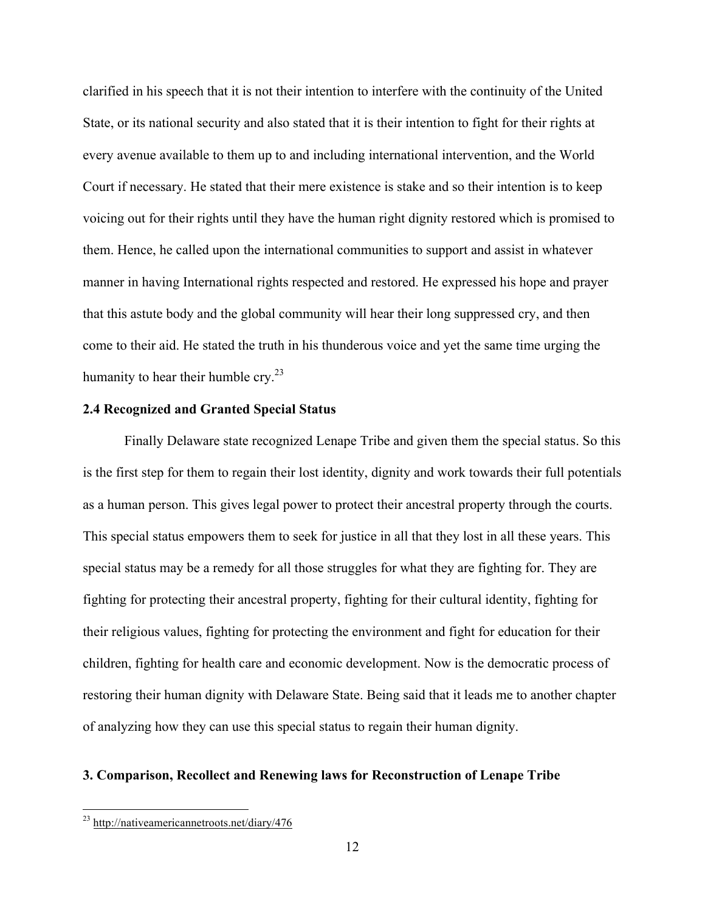clarified in his speech that it is not their intention to interfere with the continuity of the United State, or its national security and also stated that it is their intention to fight for their rights at every avenue available to them up to and including international intervention, and the World Court if necessary. He stated that their mere existence is stake and so their intention is to keep voicing out for their rights until they have the human right dignity restored which is promised to them. Hence, he called upon the international communities to support and assist in whatever manner in having International rights respected and restored. He expressed his hope and prayer that this astute body and the global community will hear their long suppressed cry, and then come to their aid. He stated the truth in his thunderous voice and yet the same time urging the humanity to hear their humble cry.[23]

### 2.4 Recognized and Granted Special Status

Finally Delaware state recognized Lenape Tribe and given them the special status. So this is the first step for them to regain their lost identity, dignity and work towards their full potentials as a human person. This gives legal power to protect their ancestral property through the courts. This special status empowers them to seek for justice in all that they lost in all these years. This special status may be a remedy for all those struggles for what they are fighting for. They are fighting for protecting their ancestral property, fighting for their cultural identity, fighting for their religious values, fighting for protecting the environment and fight for education for their children, fighting for health care and economic development. Now is the democratic process of restoring their human dignity with Delaware State. Being said that it leads me to another chapter of analyzing how they can use this special status to regain their human dignity.

## 3. Comparison, Recollect and Renewing laws for Reconstruction of Lenape Tribe

[23] http://nativeamericannetroots.net/diary/476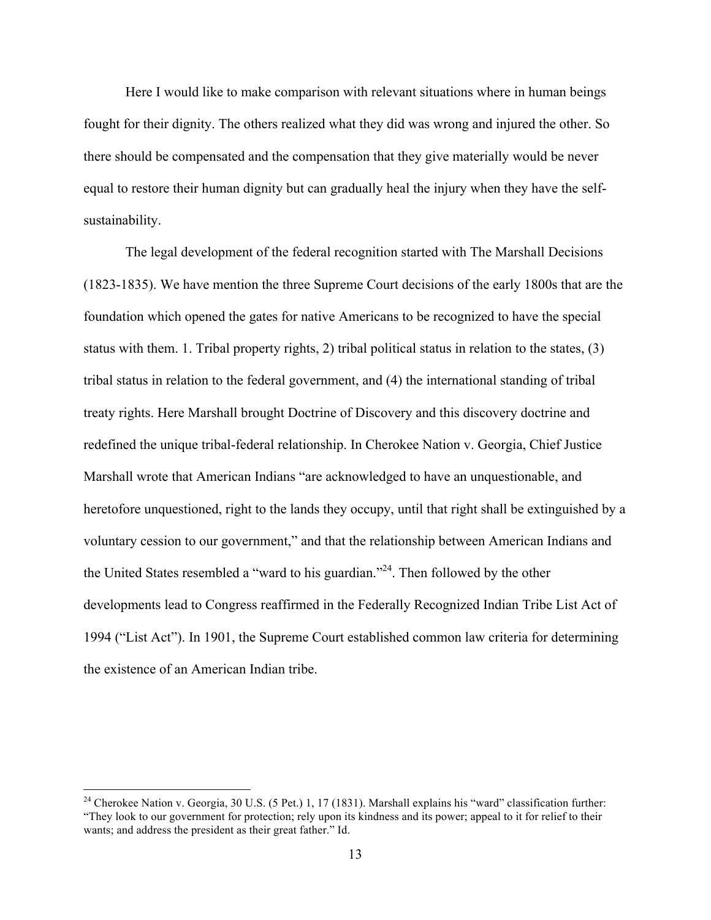Here I would like to make comparison with relevant situations where in human beings fought for their dignity. The others realized what they did was wrong and injured the other. So there should be compensated and the compensation that they give materially would be never equal to restore their human dignity but can gradually heal the injury when they have the self-sustainability.

The legal development of the federal recognition started with The Marshall Decisions (1823-1835). We have mention the three Supreme Court decisions of the early 1800s that are the foundation which opened the gates for native Americans to be recognized to have the special status with them. 1. Tribal property rights, 2) tribal political status in relation to the states, (3) tribal status in relation to the federal government, and (4) the international standing of tribal treaty rights. Here Marshall brought Doctrine of Discovery and this discovery doctrine and redefined the unique tribal-federal relationship. In Cherokee Nation v. Georgia, Chief Justice Marshall wrote that American Indians "are acknowledged to have an unquestionable, and heretofore unquestioned, right to the lands they occupy, until that right shall be extinguished by a voluntary cession to our government," and that the relationship between American Indians and the United States resembled a "ward to his guardian."[24]. Then followed by the other developments lead to Congress reaffirmed in the Federally Recognized Indian Tribe List Act of 1994 ("List Act"). In 1901, the Supreme Court established common law criteria for determining the existence of an American Indian tribe.

---

[24] Cherokee Nation v. Georgia, 30 U.S. (5 Pet.) 1, 17 (1831). Marshall explains his "ward" classification further: "They look to our government for protection; rely upon its kindness and its power; appeal to it for relief to their wants; and address the president as their great father." Id.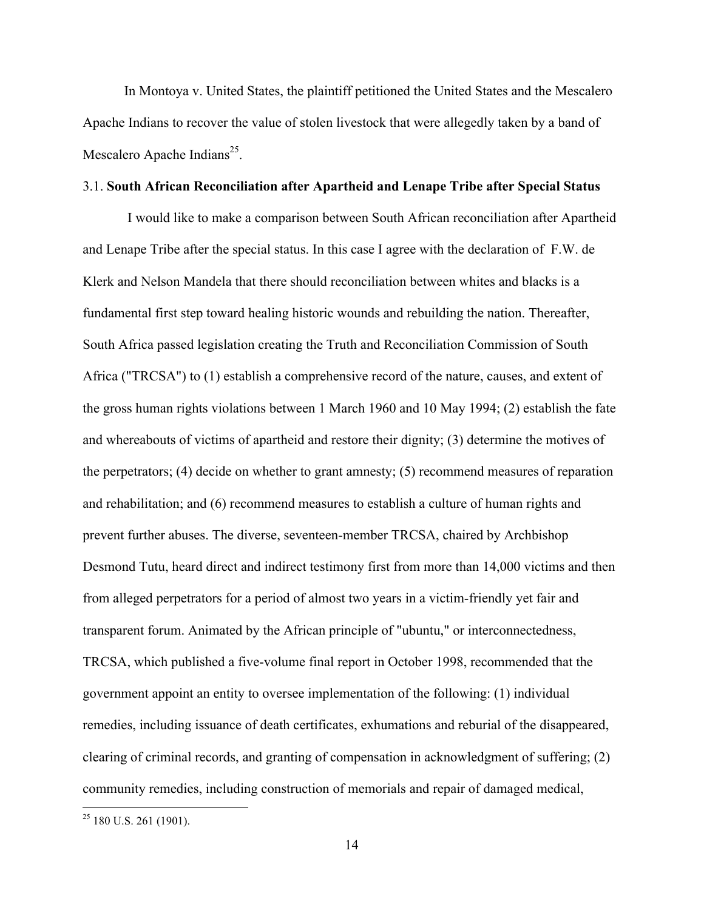In Montoya v. United States, the plaintiff petitioned the United States and the Mescalero Apache Indians to recover the value of stolen livestock that were allegedly taken by a band of Mescalero Apache Indians[25].

### 3.1. **South African Reconciliation after Apartheid and Lenape Tribe after Special Status**

I would like to make a comparison between South African reconciliation after Apartheid and Lenape Tribe after the special status. In this case I agree with the declaration of F.W. de Klerk and Nelson Mandela that there should reconciliation between whites and blacks is a fundamental first step toward healing historic wounds and rebuilding the nation. Thereafter, South Africa passed legislation creating the Truth and Reconciliation Commission of South Africa ("TRCSA") to (1) establish a comprehensive record of the nature, causes, and extent of the gross human rights violations between 1 March 1960 and 10 May 1994; (2) establish the fate and whereabouts of victims of apartheid and restore their dignity; (3) determine the motives of the perpetrators; (4) decide on whether to grant amnesty; (5) recommend measures of reparation and rehabilitation; and (6) recommend measures to establish a culture of human rights and prevent further abuses. The diverse, seventeen-member TRCSA, chaired by Archbishop Desmond Tutu, heard direct and indirect testimony first from more than 14,000 victims and then from alleged perpetrators for a period of almost two years in a victim-friendly yet fair and transparent forum. Animated by the African principle of "ubuntu," or interconnectedness, TRCSA, which published a five-volume final report in October 1998, recommended that the government appoint an entity to oversee implementation of the following: (1) individual remedies, including issuance of death certificates, exhumations and reburial of the disappeared, clearing of criminal records, and granting of compensation in acknowledgment of suffering; (2) community remedies, including construction of memorials and repair of damaged medical,

---

[25] 180 U.S. 261 (1901).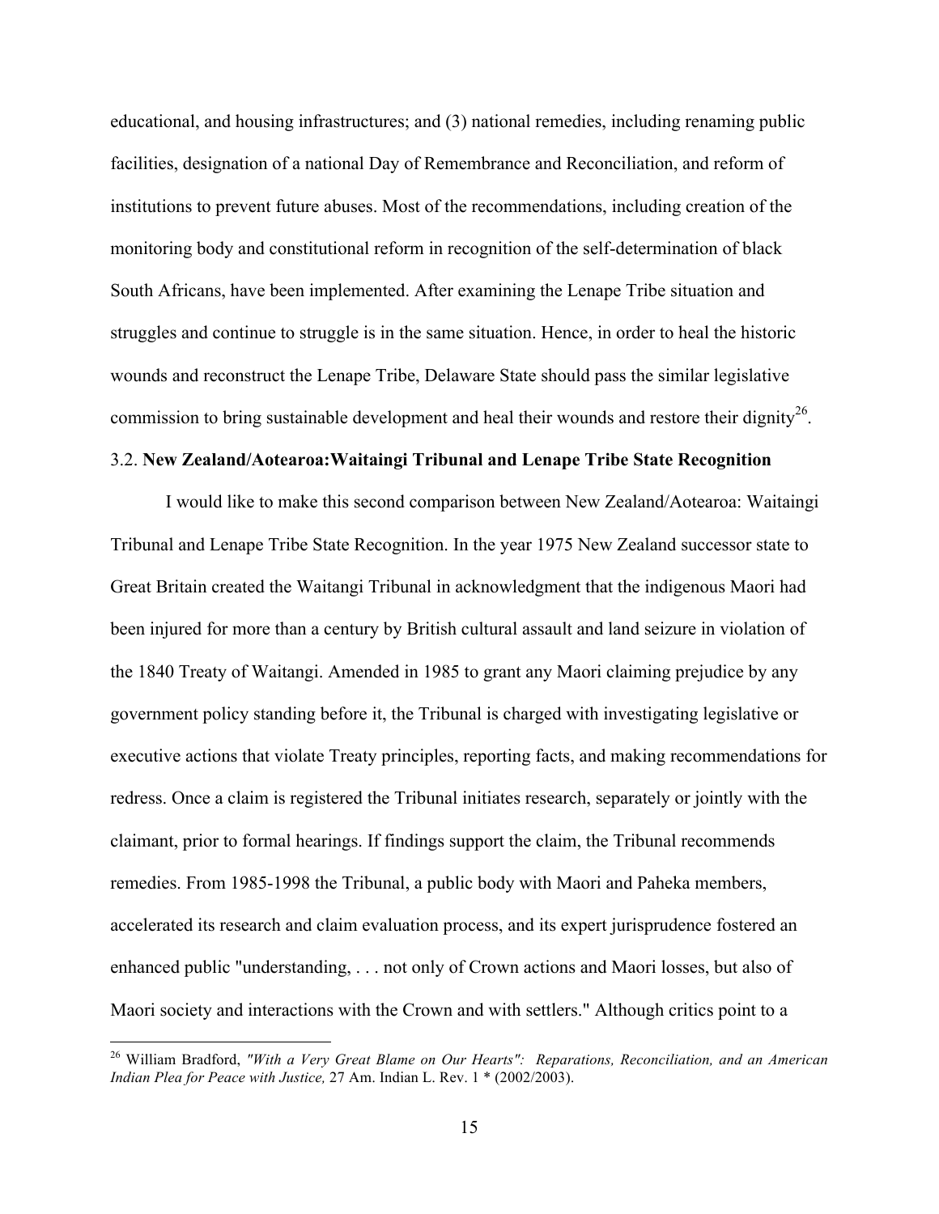educational, and housing infrastructures; and (3) national remedies, including renaming public facilities, designation of a national Day of Remembrance and Reconciliation, and reform of institutions to prevent future abuses. Most of the recommendations, including creation of the monitoring body and constitutional reform in recognition of the self-determination of black South Africans, have been implemented. After examining the Lenape Tribe situation and struggles and continue to struggle is in the same situation. Hence, in order to heal the historic wounds and reconstruct the Lenape Tribe, Delaware State should pass the similar legislative commission to bring sustainable development and heal their wounds and restore their dignity[26].

### 3.2. **New Zealand/Aotearoa:Waitaingi Tribunal and Lenape Tribe State Recognition**

I would like to make this second comparison between New Zealand/Aotearoa: Waitaingi Tribunal and Lenape Tribe State Recognition. In the year 1975 New Zealand successor state to Great Britain created the Waitangi Tribunal in acknowledgment that the indigenous Maori had been injured for more than a century by British cultural assault and land seizure in violation of the 1840 Treaty of Waitangi. Amended in 1985 to grant any Maori claiming prejudice by any government policy standing before it, the Tribunal is charged with investigating legislative or executive actions that violate Treaty principles, reporting facts, and making recommendations for redress. Once a claim is registered the Tribunal initiates research, separately or jointly with the claimant, prior to formal hearings. If findings support the claim, the Tribunal recommends remedies. From 1985-1998 the Tribunal, a public body with Maori and Paheka members, accelerated its research and claim evaluation process, and its expert jurisprudence fostered an enhanced public "understanding, . . . not only of Crown actions and Maori losses, but also of Maori society and interactions with the Crown and with settlers." Although critics point to a

---

[26] William Bradford, *"With a Very Great Blame on Our Hearts": Reparations, Reconciliation, and an American Indian Plea for Peace with Justice,* 27 Am. Indian L. Rev. 1 * (2002/2003).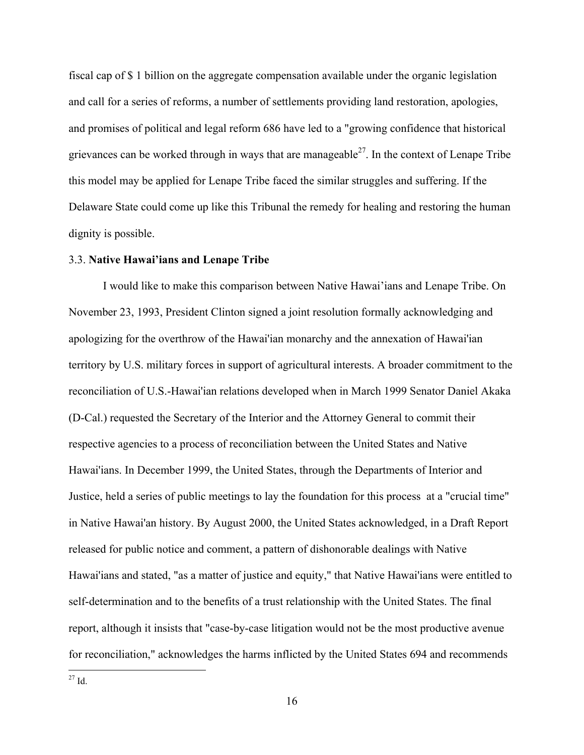fiscal cap of $ 1 billion on the aggregate compensation available under the organic legislation and call for a series of reforms, a number of settlements providing land restoration, apologies, and promises of political and legal reform 686 have led to a "growing confidence that historical grievances can be worked through in ways that are manageable[27]. In the context of Lenape Tribe this model may be applied for Lenape Tribe faced the similar struggles and suffering. If the Delaware State could come up like this Tribunal the remedy for healing and restoring the human dignity is possible.

### 3.3. **Native Hawai'ians and Lenape Tribe**

I would like to make this comparison between Native Hawai'ians and Lenape Tribe. On November 23, 1993, President Clinton signed a joint resolution formally acknowledging and apologizing for the overthrow of the Hawai'ian monarchy and the annexation of Hawai'ian territory by U.S. military forces in support of agricultural interests. A broader commitment to the reconciliation of U.S.-Hawai'ian relations developed when in March 1999 Senator Daniel Akaka (D-Cal.) requested the Secretary of the Interior and the Attorney General to commit their respective agencies to a process of reconciliation between the United States and Native Hawai'ians. In December 1999, the United States, through the Departments of Interior and Justice, held a series of public meetings to lay the foundation for this process at a "crucial time" in Native Hawai'an history. By August 2000, the United States acknowledged, in a Draft Report released for public notice and comment, a pattern of dishonorable dealings with Native Hawai'ians and stated, "as a matter of justice and equity," that Native Hawai'ians were entitled to self-determination and to the benefits of a trust relationship with the United States. The final report, although it insists that "case-by-case litigation would not be the most productive avenue for reconciliation," acknowledges the harms inflicted by the United States 694 and recommends

[27] Id.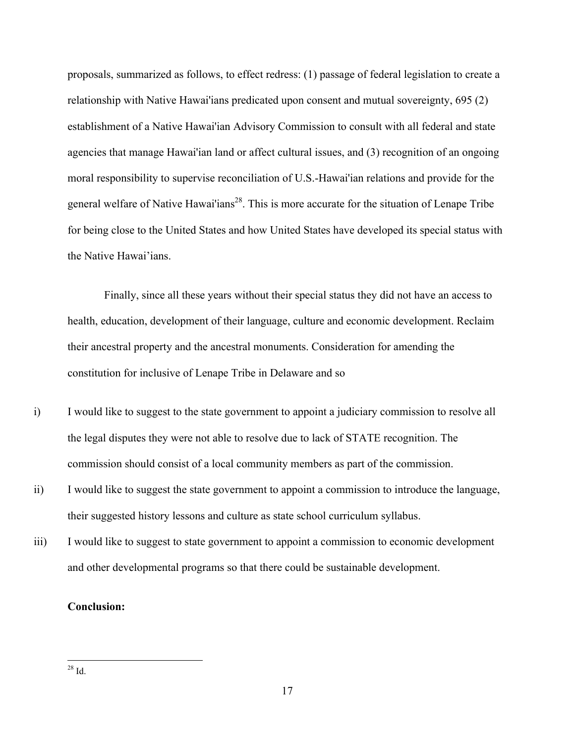proposals, summarized as follows, to effect redress: (1) passage of federal legislation to create a relationship with Native Hawai'ians predicated upon consent and mutual sovereignty, 695 (2) establishment of a Native Hawai'ian Advisory Commission to consult with all federal and state agencies that manage Hawai'ian land or affect cultural issues, and (3) recognition of an ongoing moral responsibility to supervise reconciliation of U.S.-Hawai'ian relations and provide for the general welfare of Native Hawai'ians[28]. This is more accurate for the situation of Lenape Tribe for being close to the United States and how United States have developed its special status with the Native Hawai'ians.

Finally, since all these years without their special status they did not have an access to health, education, development of their language, culture and economic development. Reclaim their ancestral property and the ancestral monuments. Consideration for amending the constitution for inclusive of Lenape Tribe in Delaware and so

i) I would like to suggest to the state government to appoint a judiciary commission to resolve all the legal disputes they were not able to resolve due to lack of STATE recognition. The commission should consist of a local community members as part of the commission.

ii) I would like to suggest the state government to appoint a commission to introduce the language, their suggested history lessons and culture as state school curriculum syllabus.

iii) I would like to suggest to state government to appoint a commission to economic development and other developmental programs so that there could be sustainable development.

**Conclusion:**

[28] Id.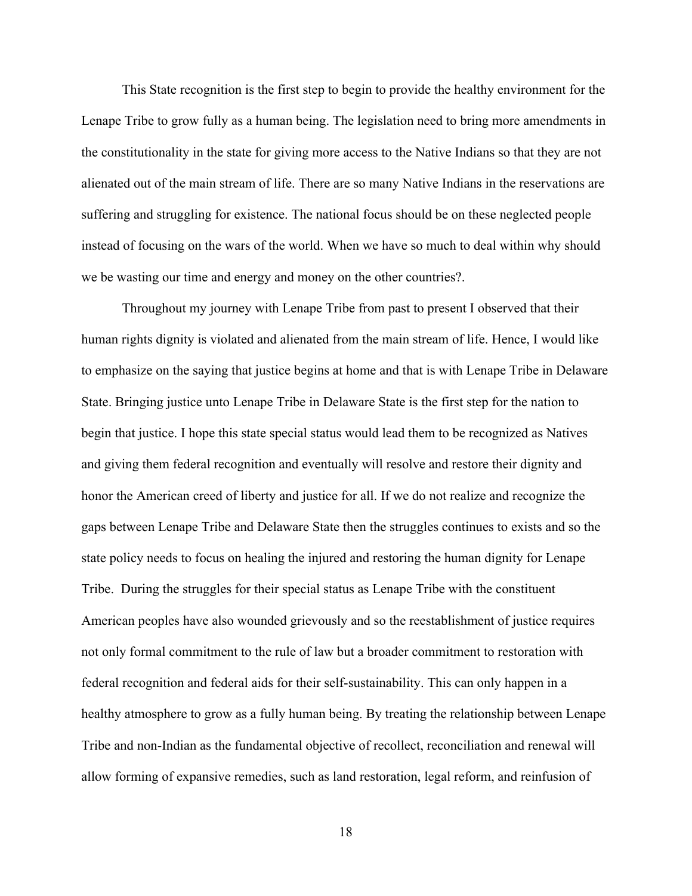This State recognition is the first step to begin to provide the healthy environment for the Lenape Tribe to grow fully as a human being. The legislation need to bring more amendments in the constitutionality in the state for giving more access to the Native Indians so that they are not alienated out of the main stream of life. There are so many Native Indians in the reservations are suffering and struggling for existence. The national focus should be on these neglected people instead of focusing on the wars of the world. When we have so much to deal within why should we be wasting our time and energy and money on the other countries?.

Throughout my journey with Lenape Tribe from past to present I observed that their human rights dignity is violated and alienated from the main stream of life. Hence, I would like to emphasize on the saying that justice begins at home and that is with Lenape Tribe in Delaware State. Bringing justice unto Lenape Tribe in Delaware State is the first step for the nation to begin that justice. I hope this state special status would lead them to be recognized as Natives and giving them federal recognition and eventually will resolve and restore their dignity and honor the American creed of liberty and justice for all. If we do not realize and recognize the gaps between Lenape Tribe and Delaware State then the struggles continues to exists and so the state policy needs to focus on healing the injured and restoring the human dignity for Lenape Tribe. During the struggles for their special status as Lenape Tribe with the constituent American peoples have also wounded grievously and so the reestablishment of justice requires not only formal commitment to the rule of law but a broader commitment to restoration with federal recognition and federal aids for their self-sustainability. This can only happen in a healthy atmosphere to grow as a fully human being. By treating the relationship between Lenape Tribe and non-Indian as the fundamental objective of recollect, reconciliation and renewal will allow forming of expansive remedies, such as land restoration, legal reform, and reinfusion of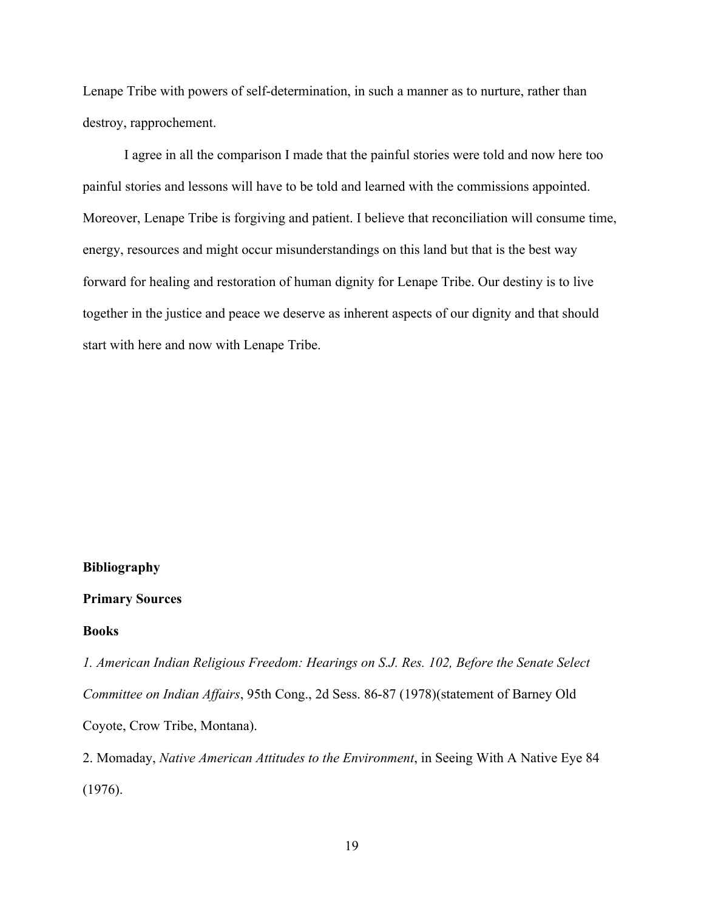Lenape Tribe with powers of self-determination, in such a manner as to nurture, rather than destroy, rapprochement.

I agree in all the comparison I made that the painful stories were told and now here too painful stories and lessons will have to be told and learned with the commissions appointed. Moreover, Lenape Tribe is forgiving and patient. I believe that reconciliation will consume time, energy, resources and might occur misunderstandings on this land but that is the best way forward for healing and restoration of human dignity for Lenape Tribe. Our destiny is to live together in the justice and peace we deserve as inherent aspects of our dignity and that should start with here and now with Lenape Tribe.

**Bibliography**

**Primary Sources**

**Books**

*1. American Indian Religious Freedom: Hearings on S.J. Res. 102, Before the Senate Select Committee on Indian Affairs*, 95th Cong., 2d Sess. 86-87 (1978)(statement of Barney Old Coyote, Crow Tribe, Montana).

2. Momaday, *Native American Attitudes to the Environment*, in Seeing With A Native Eye 84 (1976).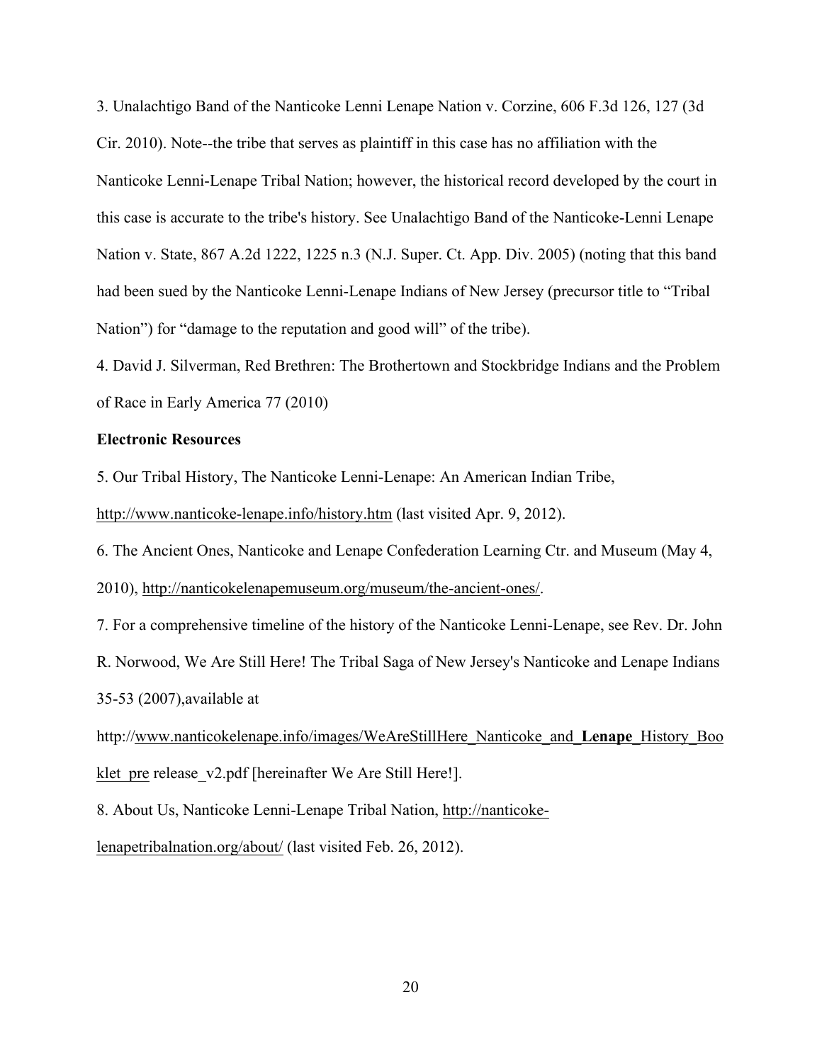3. Unalachtigo Band of the Nanticoke Lenni Lenape Nation v. Corzine, 606 F.3d 126, 127 (3d Cir. 2010). Note--the tribe that serves as plaintiff in this case has no affiliation with the Nanticoke Lenni-Lenape Tribal Nation; however, the historical record developed by the court in this case is accurate to the tribe's history. See Unalachtigo Band of the Nanticoke-Lenni Lenape Nation v. State, 867 A.2d 1222, 1225 n.3 (N.J. Super. Ct. App. Div. 2005) (noting that this band had been sued by the Nanticoke Lenni-Lenape Indians of New Jersey (precursor title to "Tribal Nation") for "damage to the reputation and good will" of the tribe).

4. David J. Silverman, Red Brethren: The Brothertown and Stockbridge Indians and the Problem of Race in Early America 77 (2010)

**Electronic Resources**

5. Our Tribal History, The Nanticoke Lenni-Lenape: An American Indian Tribe, http://www.nanticoke-lenape.info/history.htm (last visited Apr. 9, 2012).

6. The Ancient Ones, Nanticoke and Lenape Confederation Learning Ctr. and Museum (May 4, 2010), http://nanticokelenapemuseum.org/museum/the-ancient-ones/.

7. For a comprehensive timeline of the history of the Nanticoke Lenni-Lenape, see Rev. Dr. John R. Norwood, We Are Still Here! The Tribal Saga of New Jersey's Nanticoke and Lenape Indians 35-53 (2007),available at

http://www.nanticokelenape.info/images/WeAreStillHere_Nanticoke_and_**Lenape**_History_Booklet_pre release_v2.pdf [hereinafter We Are Still Here!].

8. About Us, Nanticoke Lenni-Lenape Tribal Nation, http://nanticoke-lenapetribalnation.org/about/ (last visited Feb. 26, 2012).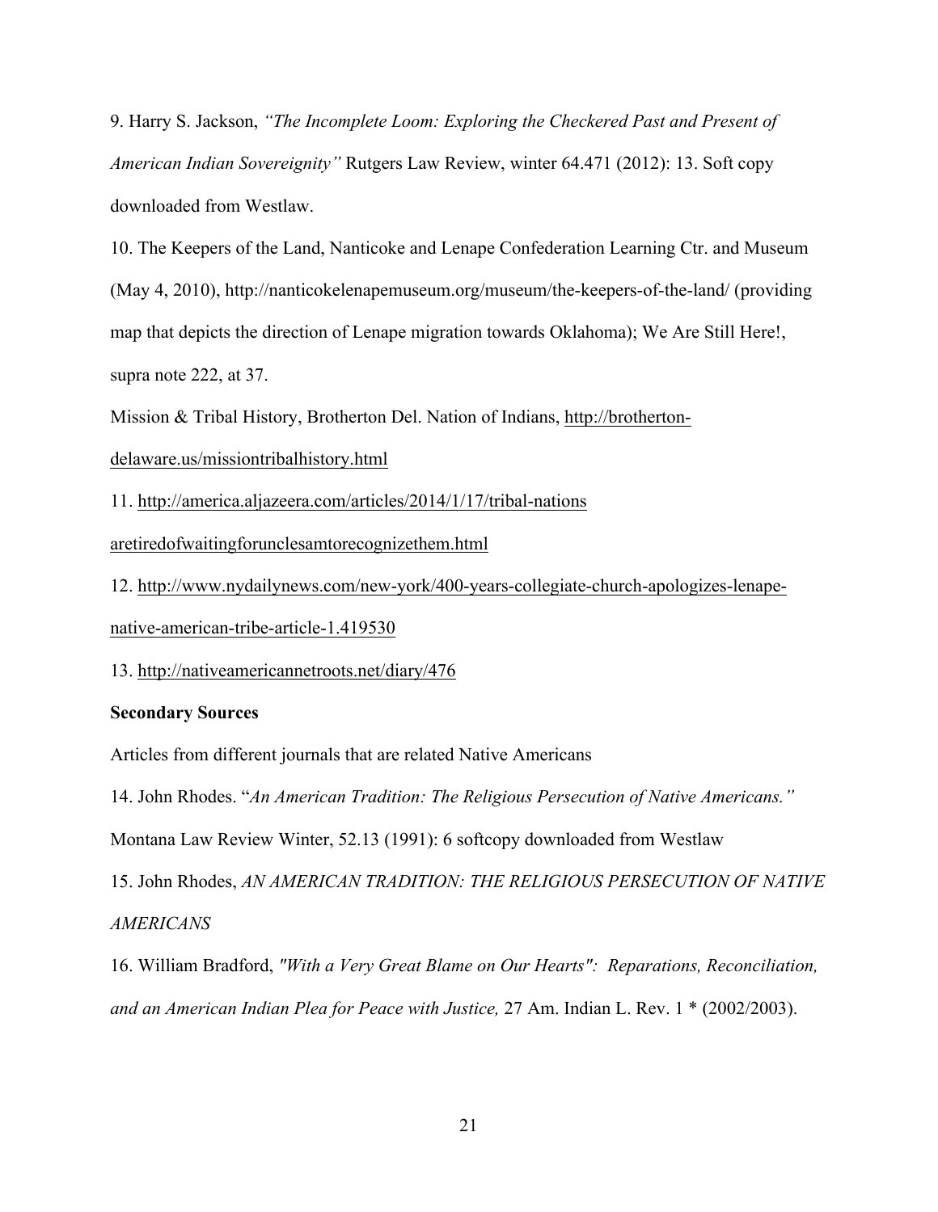9. Harry S. Jackson, *"The Incomplete Loom: Exploring the Checkered Past and Present of American Indian Sovereignity"* Rutgers Law Review, winter 64.471 (2012): 13. Soft copy downloaded from Westlaw.

10. The Keepers of the Land, Nanticoke and Lenape Confederation Learning Ctr. and Museum (May 4, 2010), http://nanticokelenapemuseum.org/museum/the-keepers-of-the-land/ (providing map that depicts the direction of Lenape migration towards Oklahoma); We Are Still Here!, supra note 222, at 37.

Mission & Tribal History, Brotherton Del. Nation of Indians, http://brotherton-delaware.us/missiontribalhistory.html

11. http://america.aljazeera.com/articles/2014/1/17/tribal-nations aretiredofwaitingforunclesamtorecognizethem.html

12. http://www.nydailynews.com/new-york/400-years-collegiate-church-apologizes-lenape-native-american-tribe-article-1.419530

13. http://nativeamericannetroots.net/diary/476

**Secondary Sources**

Articles from different journals that are related Native Americans

14. John Rhodes. "*An American Tradition: The Religious Persecution of Native Americans."* Montana Law Review Winter, 52.13 (1991): 6 softcopy downloaded from Westlaw

15. John Rhodes, *AN AMERICAN TRADITION: THE RELIGIOUS PERSECUTION OF NATIVE AMERICANS*

16. William Bradford, *"With a Very Great Blame on Our Hearts": Reparations, Reconciliation, and an American Indian Plea for Peace with Justice,* 27 Am. Indian L. Rev. 1 * (2002/2003).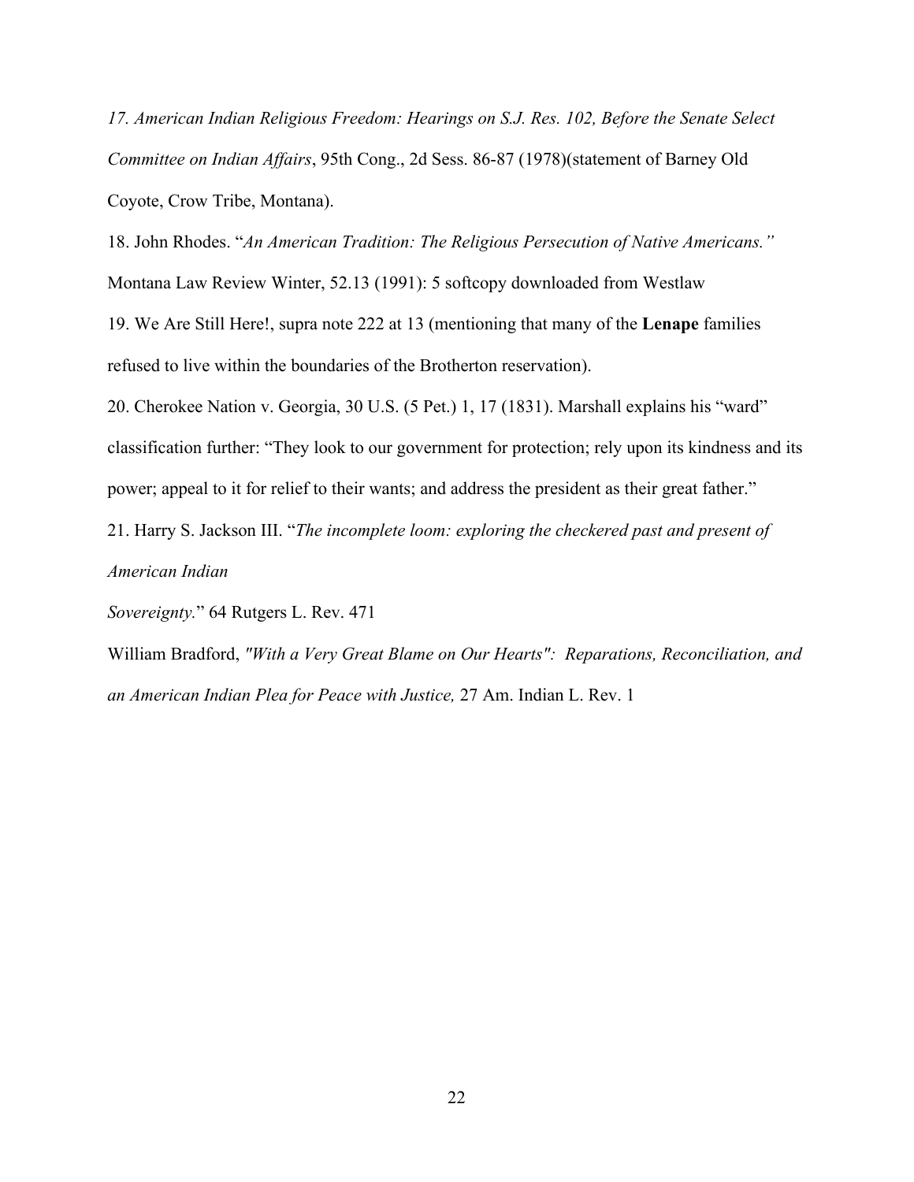*17. American Indian Religious Freedom: Hearings on S.J. Res. 102, Before the Senate Select Committee on Indian Affairs*, 95th Cong., 2d Sess. 86-87 (1978)(statement of Barney Old Coyote, Crow Tribe, Montana).

18. John Rhodes. "*An American Tradition: The Religious Persecution of Native Americans."* Montana Law Review Winter, 52.13 (1991): 5 softcopy downloaded from Westlaw

19. We Are Still Here!, supra note 222 at 13 (mentioning that many of the **Lenape** families refused to live within the boundaries of the Brotherton reservation).

20. Cherokee Nation v. Georgia, 30 U.S. (5 Pet.) 1, 17 (1831). Marshall explains his "ward" classification further: "They look to our government for protection; rely upon its kindness and its power; appeal to it for relief to their wants; and address the president as their great father."

21. Harry S. Jackson III. "*The incomplete loom: exploring the checkered past and present of American Indian Sovereignty.*" 64 Rutgers L. Rev. 471

William Bradford, *"With a Very Great Blame on Our Hearts": Reparations, Reconciliation, and an American Indian Plea for Peace with Justice,* 27 Am. Indian L. Rev. 1